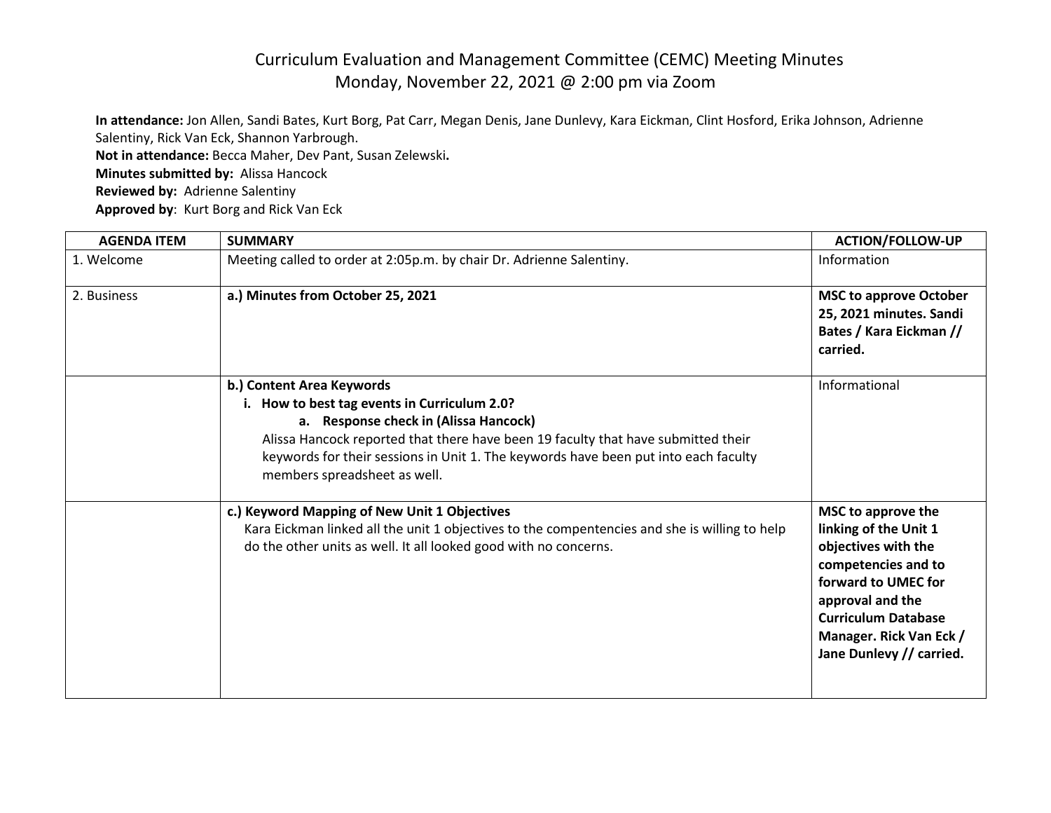# Curriculum Evaluation and Management Committee (CEMC) Meeting Minutes
## Monday, November 22, 2021 @ 2:00 pm via Zoom

**In attendance:** Jon Allen, Sandi Bates, Kurt Borg, Pat Carr, Megan Denis, Jane Dunlevy, Kara Eickman, Clint Hosford, Erika Johnson, Adrienne Salentiny, Rick Van Eck, Shannon Yarbrough.
**Not in attendance:** Becca Maher, Dev Pant, Susan Zelewski**.**
**Minutes submitted by:** Alissa Hancock
**Reviewed by:** Adrienne Salentiny
**Approved by**: Kurt Borg and Rick Van Eck

| AGENDA ITEM | SUMMARY | ACTION/FOLLOW-UP |
|---|---|---|
| 1. Welcome | Meeting called to order at 2:05p.m. by chair Dr. Adrienne Salentiny. | Information |
| 2. Business | **a.) Minutes from October 25, 2021** | **MSC to approve October 25, 2021 minutes. Sandi Bates / Kara Eickman // carried.** |
| | **b.) Content Area Keywords**<br>**i. How to best tag events in Curriculum 2.0?**<br>**a. Response check in (Alissa Hancock)**<br>Alissa Hancock reported that there have been 19 faculty that have submitted their keywords for their sessions in Unit 1. The keywords have been put into each faculty members spreadsheet as well. | Informational |
| | **c.) Keyword Mapping of New Unit 1 Objectives**<br>Kara Eickman linked all the unit 1 objectives to the compentencies and she is willing to help do the other units as well. It all looked good with no concerns. | **MSC to approve the linking of the Unit 1 objectives with the competencies and to forward to UMEC for approval and the Curriculum Database Manager. Rick Van Eck / Jane Dunlevy // carried.** |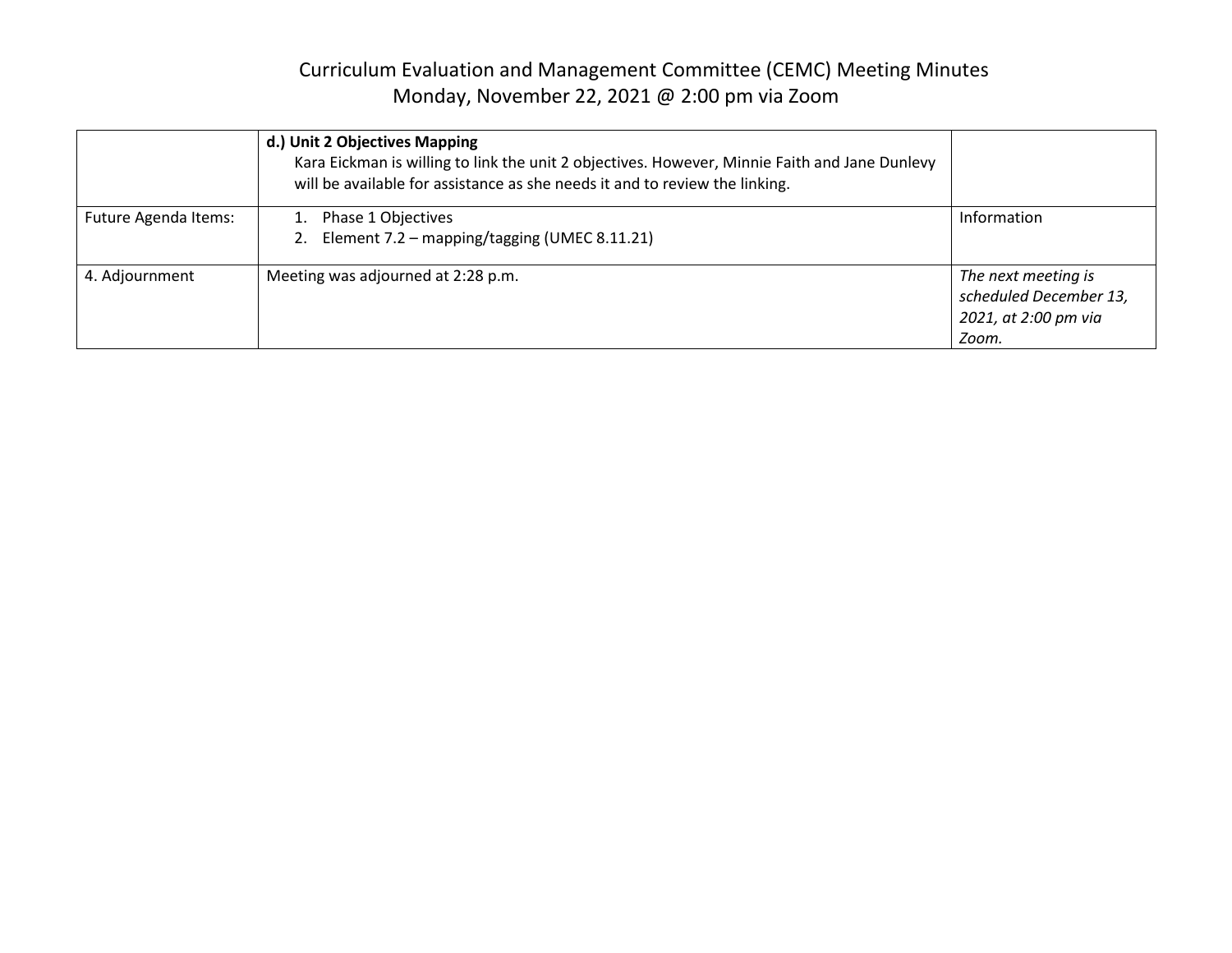# Curriculum Evaluation and Management Committee (CEMC) Meeting Minutes
## Monday, November 22, 2021 @ 2:00 pm via Zoom

| | | |
|---|---|---|
| | **d.) Unit 2 Objectives Mapping**<br>Kara Eickman is willing to link the unit 2 objectives. However, Minnie Faith and Jane Dunlevy will be available for assistance as she needs it and to review the linking. | |
| Future Agenda Items: | 1. Phase 1 Objectives<br>2. Element 7.2 – mapping/tagging (UMEC 8.11.21) | Information |
| 4. Adjournment | Meeting was adjourned at 2:28 p.m. | *The next meeting is scheduled December 13, 2021, at 2:00 pm via Zoom.* |